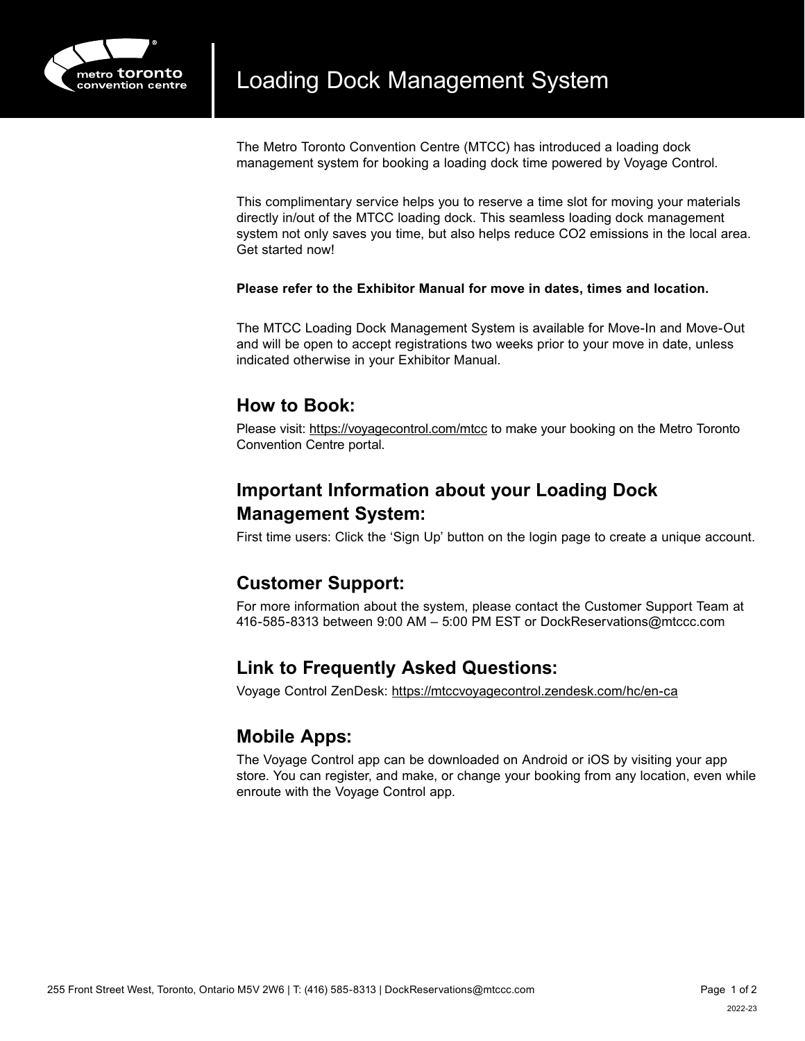# Loading Dock Management System

The Metro Toronto Convention Centre (MTCC) has introduced a loading dock management system for booking a loading dock time powered by Voyage Control.

This complimentary service helps you to reserve a time slot for moving your materials directly in/out of the MTCC loading dock. This seamless loading dock management system not only saves you time, but also helps reduce $CO_2$ emissions in the local area. Get started now!

**Please refer to the Exhibitor Manual for move in dates, times and location.**

The MTCC Loading Dock Management System is available for Move-In and Move-Out and will be open to accept registrations two weeks prior to your move in date, unless indicated otherwise in your Exhibitor Manual.

## How to Book:

Please visit: https://voyagecontrol.com/mtcc to make your booking on the Metro Toronto Convention Centre portal.

## Important Information about your Loading Dock Management System:

First time users: Click the 'Sign Up' button on the login page to create a unique account.

## Customer Support:

For more information about the system, please contact the Customer Support Team at 416-585-8313 between 9:00 AM – 5:00 PM EST or DockReservations@mtccc.com

## Link to Frequently Asked Questions:

Voyage Control ZenDesk: https://mtccvoyagecontrol.zendesk.com/hc/en-ca

## Mobile Apps:

The Voyage Control app can be downloaded on Android or iOS by visiting your app store. You can register, and make, or change your booking from any location, even while enroute with the Voyage Control app.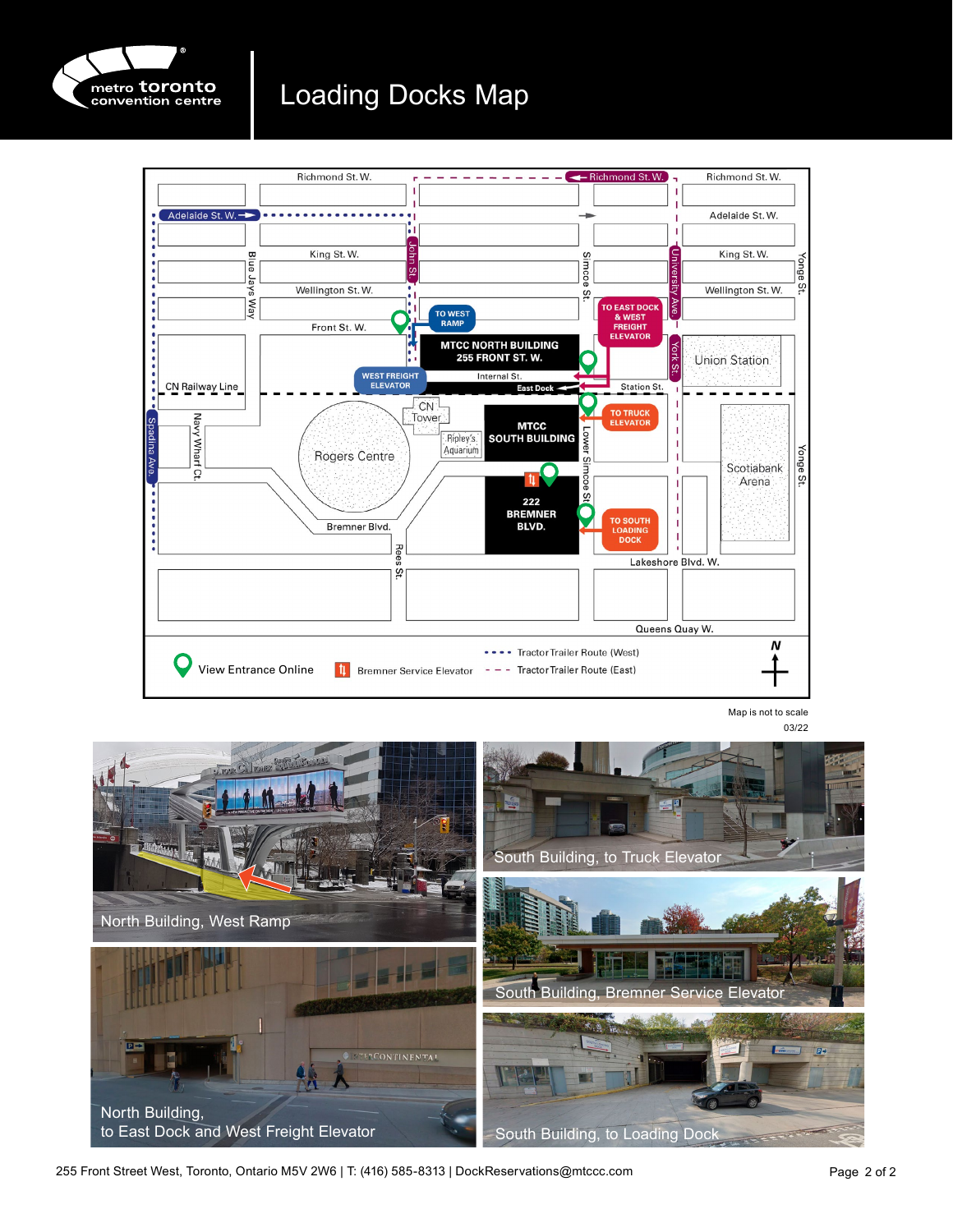# Loading Docks Map

Richmond St. W.

Adelaide St. W.

King St. W.

Wellington St. W.

Front St. W.

John St.

Simcoe St.

University Ave.

York St.

Yonge St.

Blue Jays Way

Spadina Ave.

Navy Wharf Ct.

Rees St.

Lower Simcoe St.

Station St.

Internal St.

East Dock

CN Railway Line

Union Station

Scotiabank Arena

Rogers Centre

CN Tower

Ripley's Aquarium

Bremner Blvd.

Lakeshore Blvd. W.

Queens Quay W.

TO WEST RAMP

WEST FREIGHT ELEVATOR

MTCC NORTH BUILDING 255 FRONT ST. W.

TO EAST DOCK & WEST FREIGHT ELEVATOR

TO TRUCK ELEVATOR

MTCC SOUTH BUILDING

222 BREMNER BLVD.

TO SOUTH LOADING DOCK

View Entrance Online

Bremner Service Elevator

Tractor Trailer Route (West)

Tractor Trailer Route (East)

N

Map is not to scale

03/22

North Building, West Ramp

South Building, to Truck Elevator

South Building, Bremner Service Elevator

North Building, to East Dock and West Freight Elevator

South Building, to Loading Dock

255 Front Street West, Toronto, Ontario M5V 2W6 | T: (416) 585-8313 | DockReservations@mtccc.com